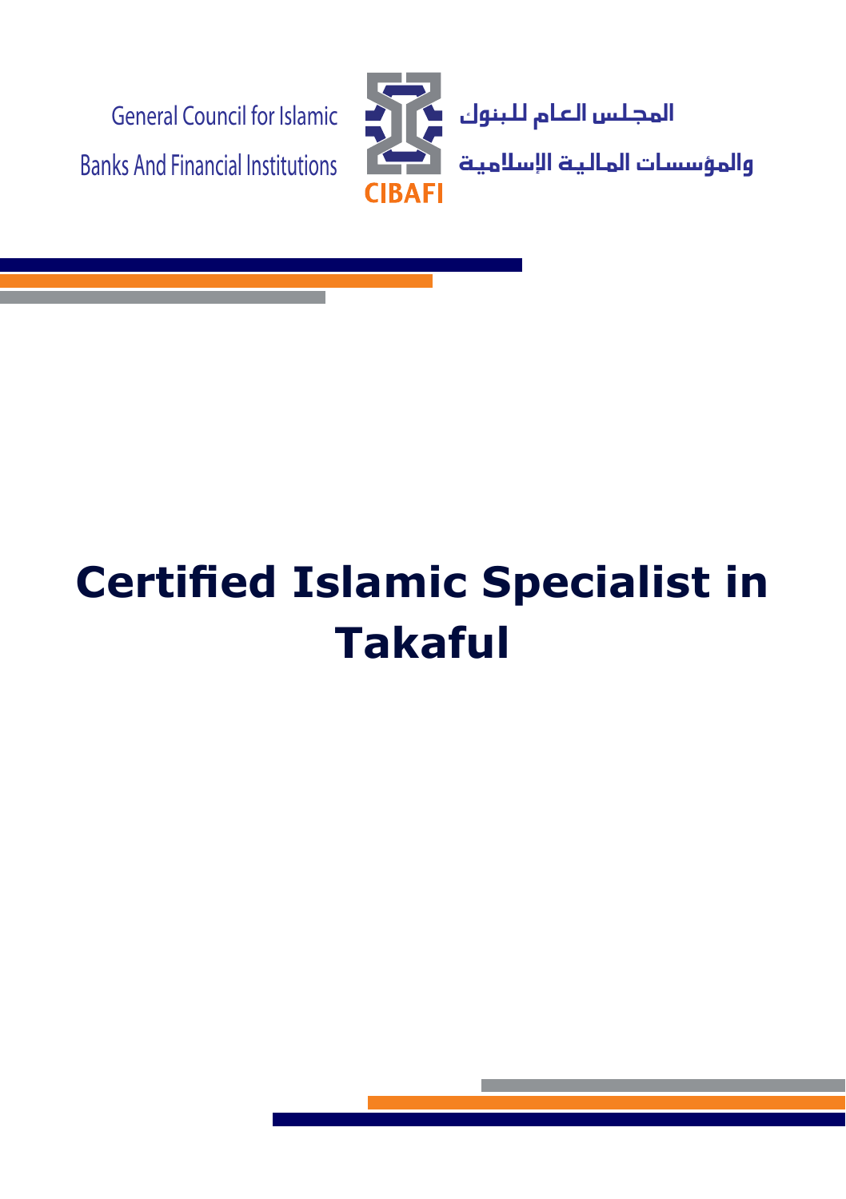General Council for Islamic Banks And Financial Institutions

CIBAFI

المجلس العام للبنوك والمؤسسات المالية الإسلامية

# Certified Islamic Specialist in Takaful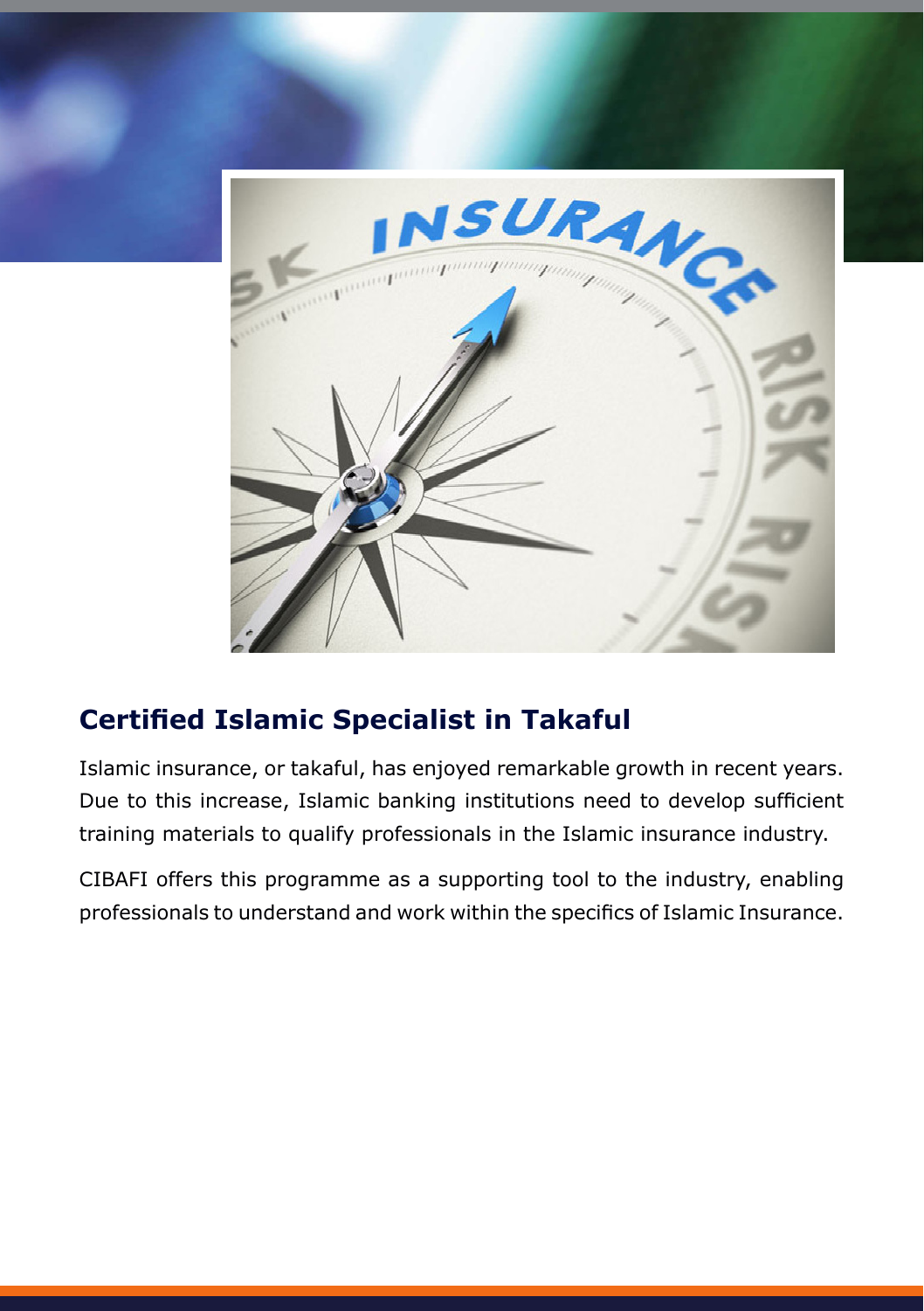## Certified Islamic Specialist in Takaful

Islamic insurance, or takaful, has enjoyed remarkable growth in recent years. Due to this increase, Islamic banking institutions need to develop sufficient training materials to qualify professionals in the Islamic insurance industry.

CIBAFI offers this programme as a supporting tool to the industry, enabling professionals to understand and work within the specifics of Islamic Insurance.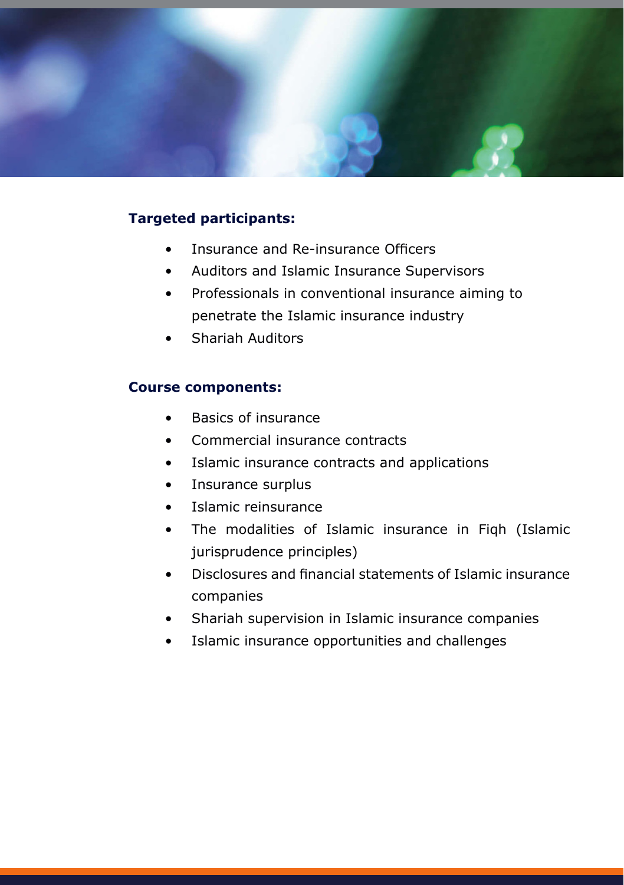**Targeted participants:**

- Insurance and Re-insurance Officers
- Auditors and Islamic Insurance Supervisors
- Professionals in conventional insurance aiming to penetrate the Islamic insurance industry
- Shariah Auditors

**Course components:**

- Basics of insurance
- Commercial insurance contracts
- Islamic insurance contracts and applications
- Insurance surplus
- Islamic reinsurance
- The modalities of Islamic insurance in Fiqh (Islamic jurisprudence principles)
- Disclosures and financial statements of Islamic insurance companies
- Shariah supervision in Islamic insurance companies
- Islamic insurance opportunities and challenges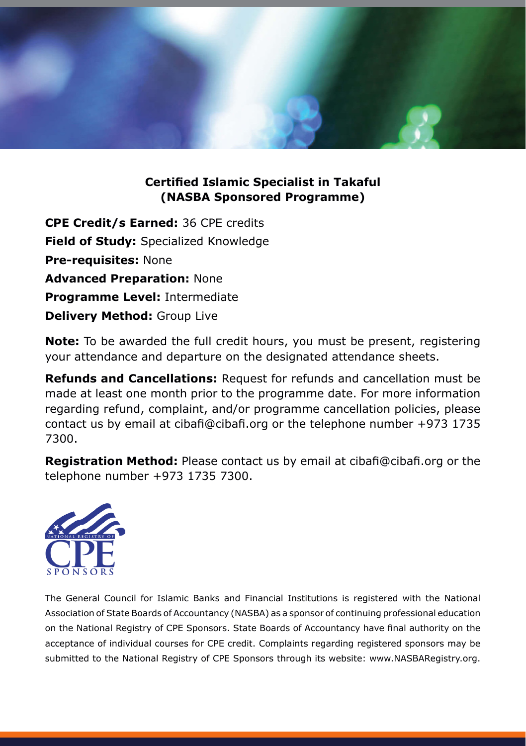**Certified Islamic Specialist in Takaful (NASBA Sponsored Programme)**

**CPE Credit/s Earned:** 36 CPE credits

**Field of Study:** Specialized Knowledge

**Pre-requisites:** None

**Advanced Preparation:** None

**Programme Level:** Intermediate

**Delivery Method:** Group Live

**Note:** To be awarded the full credit hours, you must be present, registering your attendance and departure on the designated attendance sheets.

**Refunds and Cancellations:** Request for refunds and cancellation must be made at least one month prior to the programme date. For more information regarding refund, complaint, and/or programme cancellation policies, please contact us by email at cibafi@cibafi.org or the telephone number +973 1735 7300.

**Registration Method:** Please contact us by email at cibafi@cibafi.org or the telephone number +973 1735 7300.

NATIONAL REGISTRY OF CPE SPONSORS

The General Council for Islamic Banks and Financial Institutions is registered with the National Association of State Boards of Accountancy (NASBA) as a sponsor of continuing professional education on the National Registry of CPE Sponsors. State Boards of Accountancy have final authority on the acceptance of individual courses for CPE credit. Complaints regarding registered sponsors may be submitted to the National Registry of CPE Sponsors through its website: www.NASBARegistry.org.